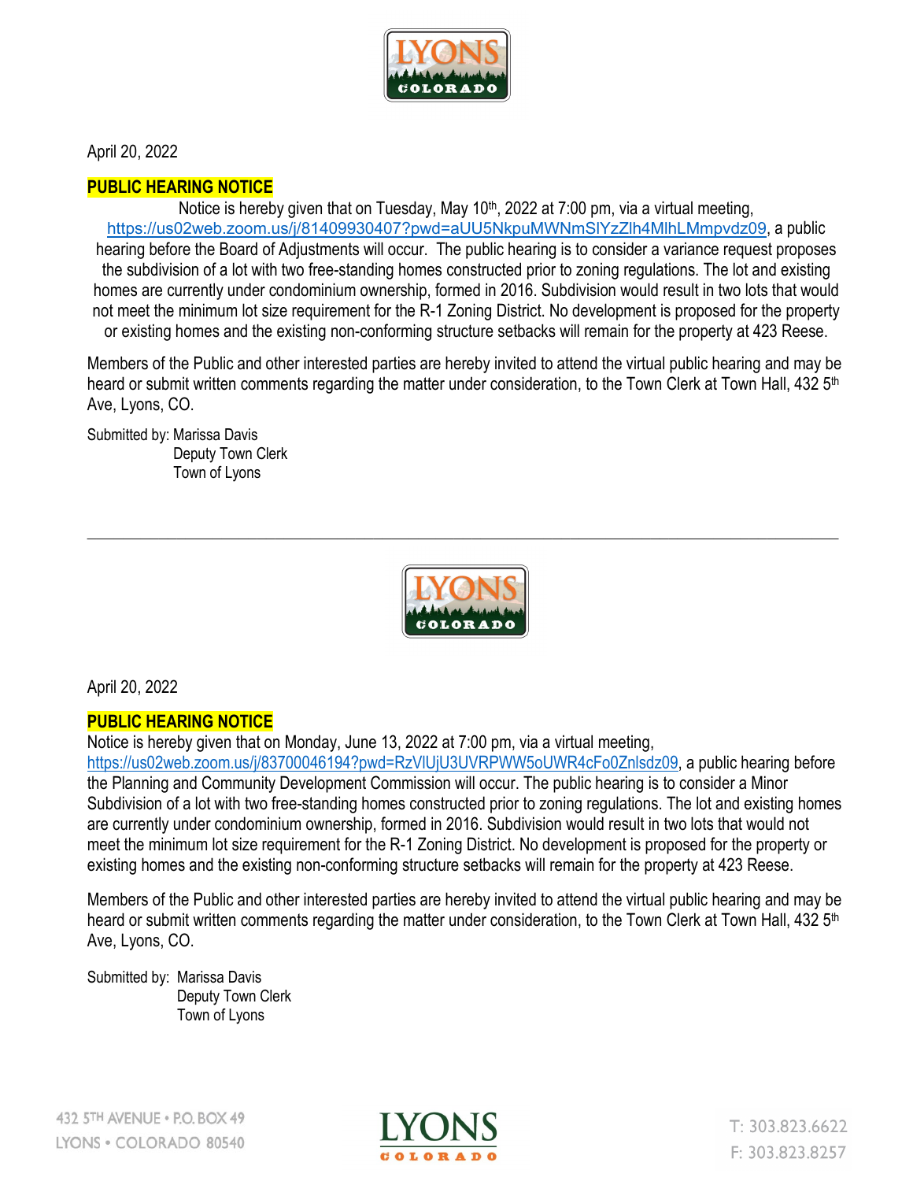April 20, 2022

**PUBLIC HEARING NOTICE**

Notice is hereby given that on Tuesday, May 10th, 2022 at 7:00 pm, via a virtual meeting, https://us02web.zoom.us/j/81409930407?pwd=aUU5NkpuMWNmSlYzZlh4MlhLMmpvdz09, a public hearing before the Board of Adjustments will occur. The public hearing is to consider a variance request proposes the subdivision of a lot with two free-standing homes constructed prior to zoning regulations. The lot and existing homes are currently under condominium ownership, formed in 2016. Subdivision would result in two lots that would not meet the minimum lot size requirement for the R-1 Zoning District. No development is proposed for the property or existing homes and the existing non-conforming structure setbacks will remain for the property at 423 Reese.

Members of the Public and other interested parties are hereby invited to attend the virtual public hearing and may be heard or submit written comments regarding the matter under consideration, to the Town Clerk at Town Hall, 432 5th Ave, Lyons, CO.

Submitted by: Marissa Davis
Deputy Town Clerk
Town of Lyons

---

April 20, 2022

**PUBLIC HEARING NOTICE**

Notice is hereby given that on Monday, June 13, 2022 at 7:00 pm, via a virtual meeting, https://us02web.zoom.us/j/83700046194?pwd=RzVlUjU3UVRPWW5oUWR4cFo0Znlsdz09, a public hearing before the Planning and Community Development Commission will occur. The public hearing is to consider a Minor Subdivision of a lot with two free-standing homes constructed prior to zoning regulations. The lot and existing homes are currently under condominium ownership, formed in 2016. Subdivision would result in two lots that would not meet the minimum lot size requirement for the R-1 Zoning District. No development is proposed for the property or existing homes and the existing non-conforming structure setbacks will remain for the property at 423 Reese.

Members of the Public and other interested parties are hereby invited to attend the virtual public hearing and may be heard or submit written comments regarding the matter under consideration, to the Town Clerk at Town Hall, 432 5th Ave, Lyons, CO.

Submitted by: Marissa Davis
Deputy Town Clerk
Town of Lyons

432 5TH AVENUE • P.O. BOX 49
LYONS • COLORADO 80540

T: 303.823.6622
F: 303.823.8257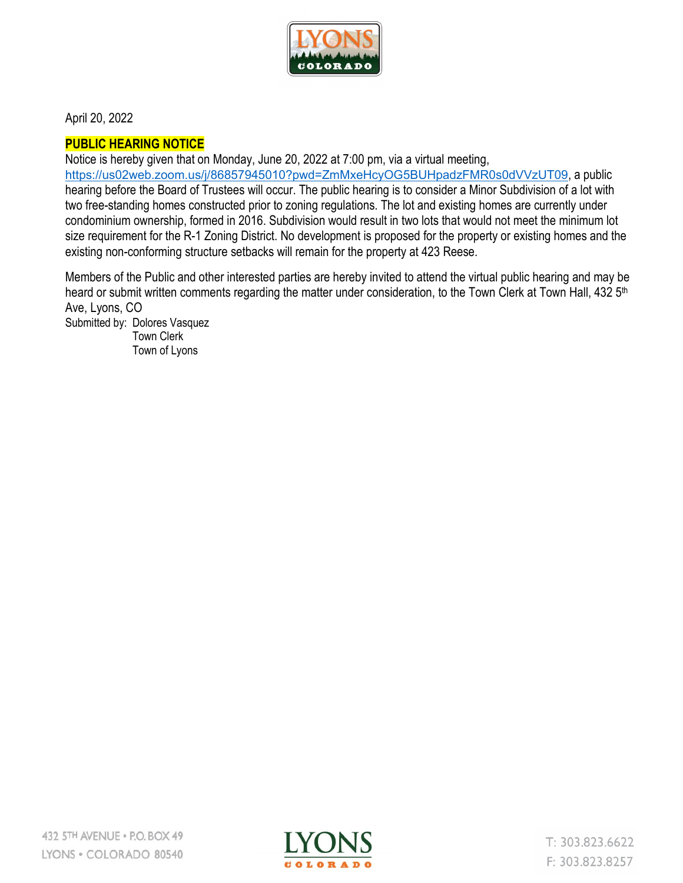April 20, 2022

**PUBLIC HEARING NOTICE**

Notice is hereby given that on Monday, June 20, 2022 at 7:00 pm, via a virtual meeting, https://us02web.zoom.us/j/86857945010?pwd=ZmMxeHcyOG5BUHpadzFMR0s0dVVzUT09, a public hearing before the Board of Trustees will occur. The public hearing is to consider a Minor Subdivision of a lot with two free-standing homes constructed prior to zoning regulations. The lot and existing homes are currently under condominium ownership, formed in 2016. Subdivision would result in two lots that would not meet the minimum lot size requirement for the R-1 Zoning District. No development is proposed for the property or existing homes and the existing non-conforming structure setbacks will remain for the property at 423 Reese.

Members of the Public and other interested parties are hereby invited to attend the virtual public hearing and may be heard or submit written comments regarding the matter under consideration, to the Town Clerk at Town Hall, 432 5th Ave, Lyons, CO

Submitted by: Dolores Vasquez
Town Clerk
Town of Lyons